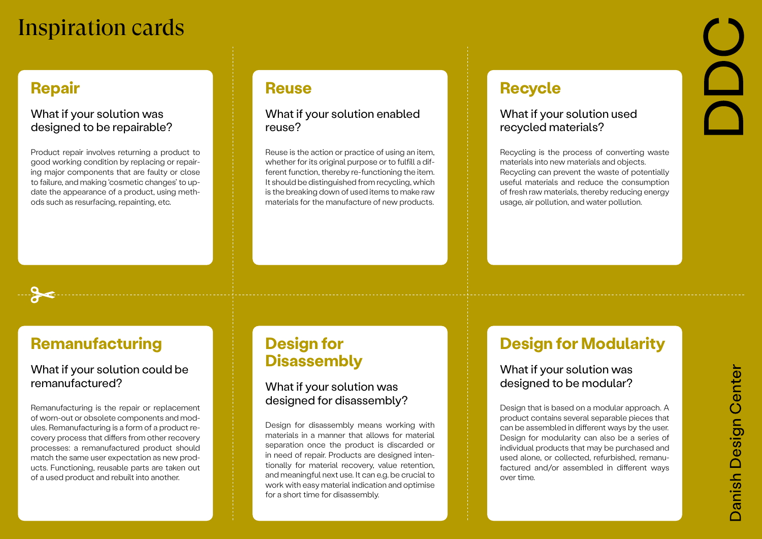# Inspiration cards

## Repair

### What if your solution was designed to be repairable?

Product repair involves returning a product to good working condition by replacing or repairing major components that are faulty or close to failure, and making 'cosmetic changes' to update the appearance of a product, using methods such as resurfacing, repainting, etc.

## Reuse

### What if your solution enabled reuse?

Reuse is the action or practice of using an item, whether for its original purpose or to fulfill a different function, thereby re-functioning the item. It should be distinguished from recycling, which is the breaking down of used items to make raw materials for the manufacture of new products.

## Recycle

### What if your solution used recycled materials?

Recycling is the process of converting waste materials into new materials and objects. Recycling can prevent the waste of potentially useful materials and reduce the consumption of fresh raw materials, thereby reducing energy usage, air pollution, and water pollution.

## Remanufacturing

### What if your solution could be remanufactured?

Remanufacturing is the repair or replacement of worn-out or obsolete components and modules. Remanufacturing is a form of a product recovery process that differs from other recovery processes: a remanufactured product should match the same user expectation as new products. Functioning, reusable parts are taken out of a used product and rebuilt into another.

## Design for Disassembly

### What if your solution was designed for disassembly?

Design for disassembly means working with materials in a manner that allows for material separation once the product is discarded or in need of repair. Products are designed intentionally for material recovery, value retention, and meaningful next use. It can e.g. be crucial to work with easy material indication and optimise for a short time for disassembly.

## Design for Modularity

### What if your solution was designed to be modular?

Design that is based on a modular approach. A product contains several separable pieces that can be assembled in different ways by the user. Design for modularity can also be a series of individual products that may be purchased and used alone, or collected, refurbished, remanufactured and/or assembled in different ways over time.

DDC

Danish Design Center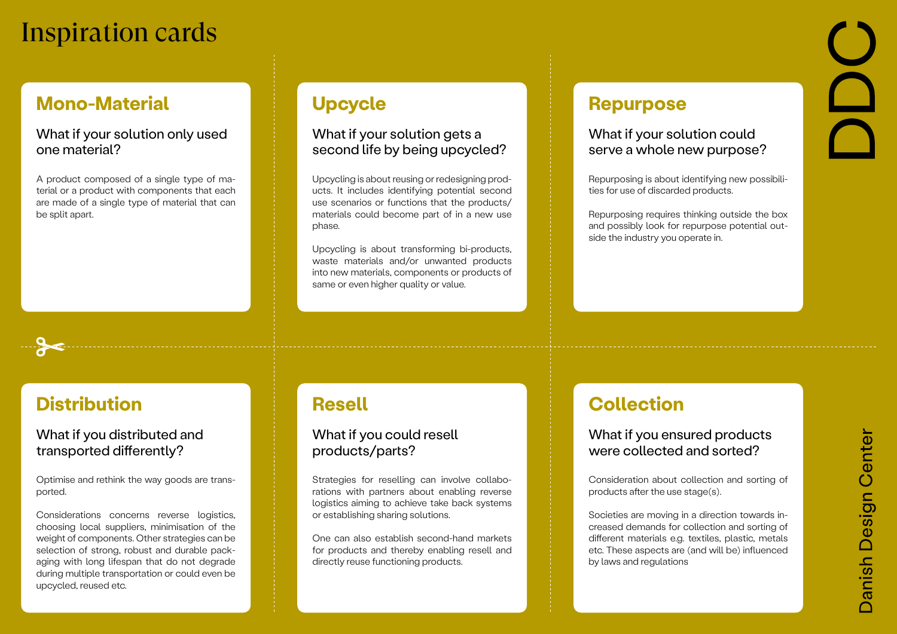# Inspiration cards

## Mono-Material

### What if your solution only used one material?

A product composed of a single type of material or a product with components that each are made of a single type of material that can be split apart.

## Upcycle

### What if your solution gets a second life by being upcycled?

Upcycling is about reusing or redesigning products. It includes identifying potential second use scenarios or functions that the products/ materials could become part of in a new use phase.

Upcycling is about transforming bi-products, waste materials and/or unwanted products into new materials, components or products of same or even higher quality or value.

## Repurpose

### What if your solution could serve a whole new purpose?

Repurposing is about identifying new possibilities for use of discarded products.

Repurposing requires thinking outside the box and possibly look for repurpose potential outside the industry you operate in.

## Distribution

### What if you distributed and transported differently?

Optimise and rethink the way goods are transported.

Considerations concerns reverse logistics, choosing local suppliers, minimisation of the weight of components. Other strategies can be selection of strong, robust and durable packaging with long lifespan that do not degrade during multiple transportation or could even be upcycled, reused etc.

## Resell

### What if you could resell products/parts?

Strategies for reselling can involve collaborations with partners about enabling reverse logistics aiming to achieve take back systems or establishing sharing solutions.

One can also establish second-hand markets for products and thereby enabling resell and directly reuse functioning products.

## Collection

### What if you ensured products were collected and sorted?

Consideration about collection and sorting of products after the use stage(s).

Societies are moving in a direction towards increased demands for collection and sorting of different materials e.g. textiles, plastic, metals etc. These aspects are (and will be) influenced by laws and regulations

DDC

Danish Design Center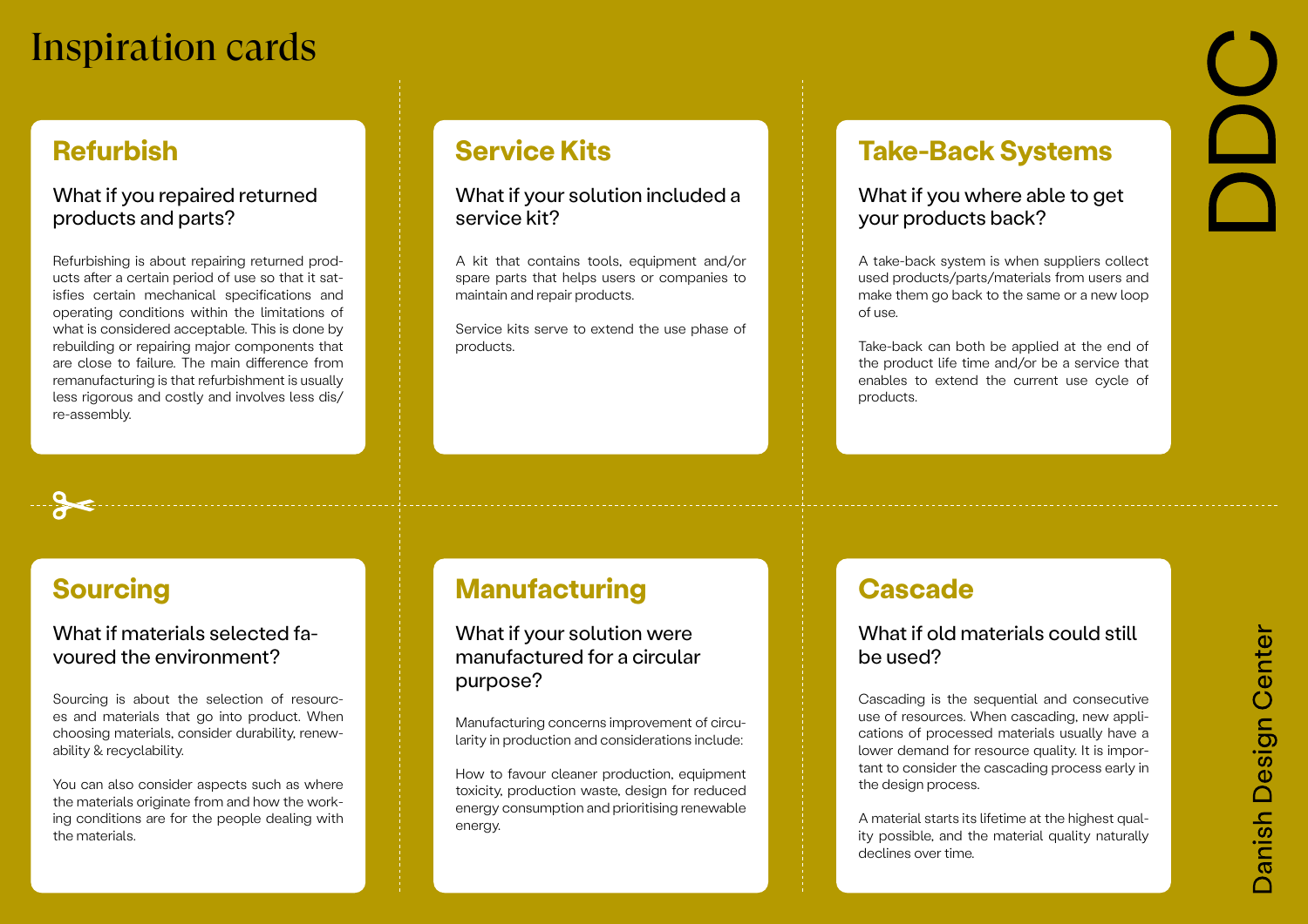# Inspiration cards

## Refurbish

What if you repaired returned products and parts?

Refurbishing is about repairing returned products after a certain period of use so that it satisfies certain mechanical specifications and operating conditions within the limitations of what is considered acceptable. This is done by rebuilding or repairing major components that are close to failure. The main difference from remanufacturing is that refurbishment is usually less rigorous and costly and involves less dis/re-assembly.

## Service Kits

What if your solution included a service kit?

A kit that contains tools, equipment and/or spare parts that helps users or companies to maintain and repair products.

Service kits serve to extend the use phase of products.

## Take-Back Systems

What if you where able to get your products back?

A take-back system is when suppliers collect used products/parts/materials from users and make them go back to the same or a new loop of use.

Take-back can both be applied at the end of the product life time and/or be a service that enables to extend the current use cycle of products.

## Sourcing

What if materials selected favoured the environment?

Sourcing is about the selection of resources and materials that go into product. When choosing materials, consider durability, renewability & recyclability.

You can also consider aspects such as where the materials originate from and how the working conditions are for the people dealing with the materials.

## Manufacturing

What if your solution were manufactured for a circular purpose?

Manufacturing concerns improvement of circularity in production and considerations include:

How to favour cleaner production, equipment toxicity, production waste, design for reduced energy consumption and prioritising renewable energy.

## Cascade

What if old materials could still be used?

Cascading is the sequential and consecutive use of resources. When cascading, new applications of processed materials usually have a lower demand for resource quality. It is important to consider the cascading process early in the design process.

A material starts its lifetime at the highest quality possible, and the material quality naturally declines over time.

DDC

Danish Design Center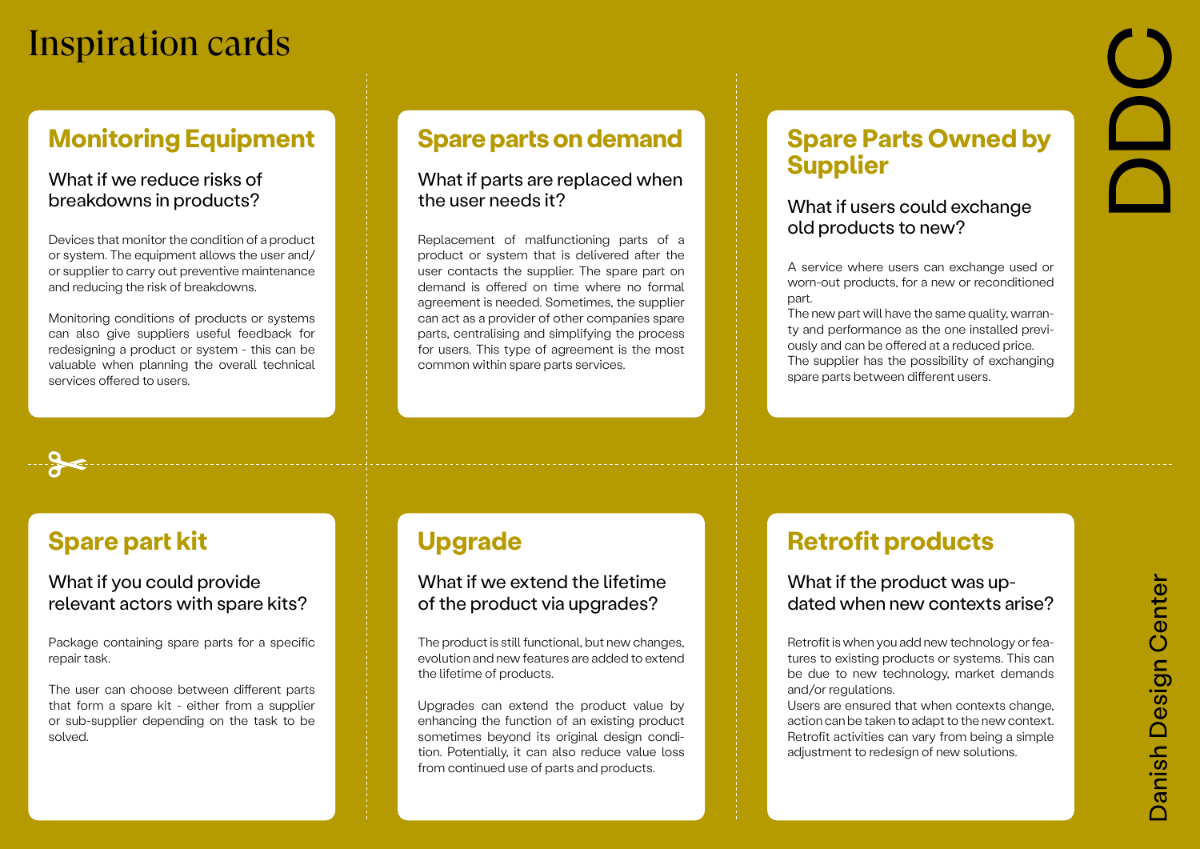# Inspiration cards

## Monitoring Equipment

### What if we reduce risks of breakdowns in products?

Devices that monitor the condition of a product or system. The equipment allows the user and/or supplier to carry out preventive maintenance and reducing the risk of breakdowns.

Monitoring conditions of products or systems can also give suppliers useful feedback for redesigning a product or system - this can be valuable when planning the overall technical services offered to users.

## Spare parts on demand

### What if parts are replaced when the user needs it?

Replacement of malfunctioning parts of a product or system that is delivered after the user contacts the supplier. The spare part on demand is offered on time where no formal agreement is needed. Sometimes, the supplier can act as a provider of other companies spare parts, centralising and simplifying the process for users. This type of agreement is the most common within spare parts services.

## Spare Parts Owned by Supplier

### What if users could exchange old products to new?

A service where users can exchange used or worn-out products, for a new or reconditioned part.
The new part will have the same quality, warranty and performance as the one installed previously and can be offered at a reduced price.
The supplier has the possibility of exchanging spare parts between different users.

## Spare part kit

### What if you could provide relevant actors with spare kits?

Package containing spare parts for a specific repair task.

The user can choose between different parts that form a spare kit - either from a supplier or sub-supplier depending on the task to be solved.

## Upgrade

### What if we extend the lifetime of the product via upgrades?

The product is still functional, but new changes, evolution and new features are added to extend the lifetime of products.

Upgrades can extend the product value by enhancing the function of an existing product sometimes beyond its original design condition. Potentially, it can also reduce value loss from continued use of parts and products.

## Retrofit products

### What if the product was updated when new contexts arise?

Retrofit is when you add new technology or features to existing products or systems. This can be due to new technology, market demands and/or regulations.
Users are ensured that when contexts change, action can be taken to adapt to the new context. Retrofit activities can vary from being a simple adjustment to redesign of new solutions.

DDC

Danish Design Center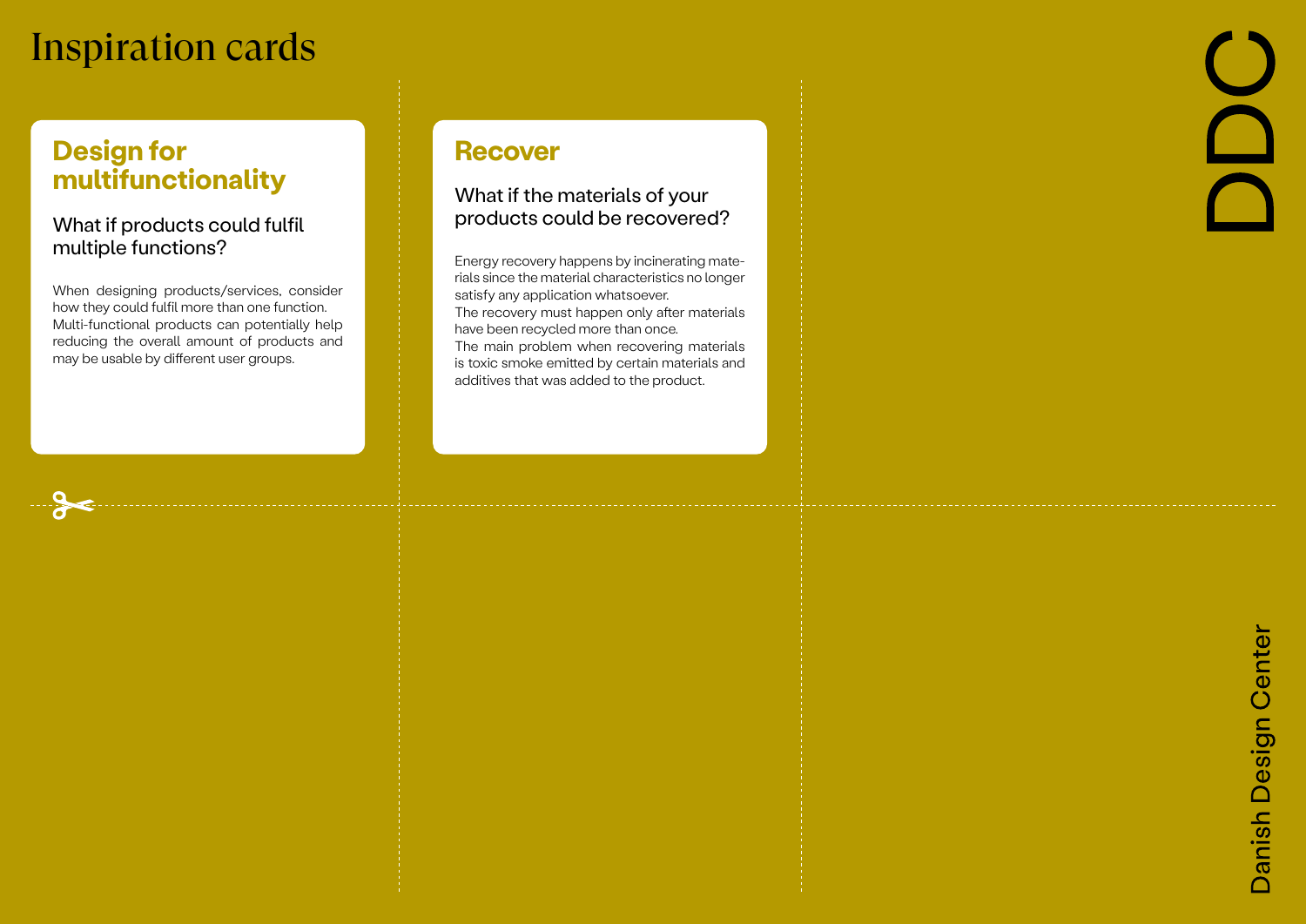# Inspiration cards

## Design for multifunctionality

What if products could fulfil multiple functions?

When designing products/services, consider how they could fulfil more than one function. Multi-functional products can potentially help reducing the overall amount of products and may be usable by different user groups.

## Recover

What if the materials of your products could be recovered?

Energy recovery happens by incinerating materials since the material characteristics no longer satisfy any application whatsoever.
The recovery must happen only after materials have been recycled more than once.
The main problem when recovering materials is toxic smoke emitted by certain materials and additives that was added to the product.

DDC

Danish Design Center